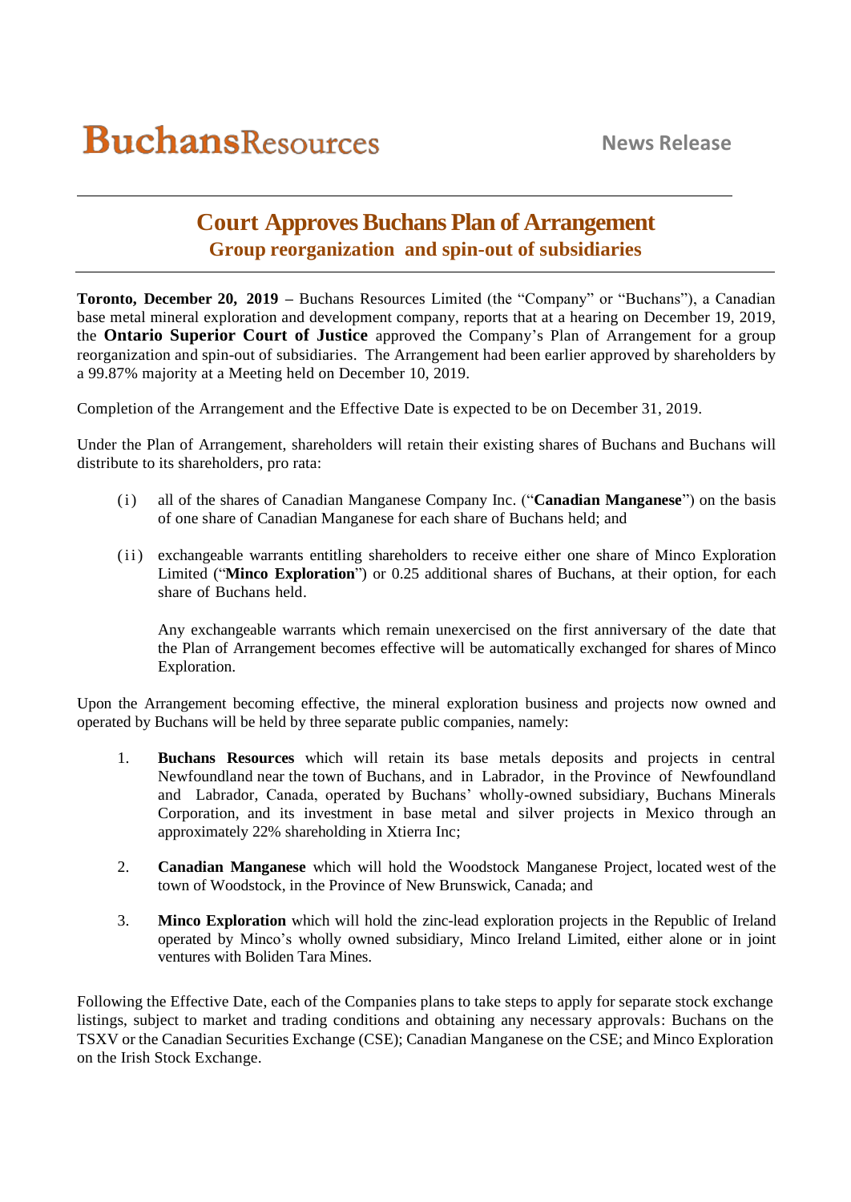**BuchansResources** — News Release

# Court Approves Buchans Plan of Arrangement

## Group reorganization and spin-out of subsidiaries

**Toronto, December 20, 2019 –** Buchans Resources Limited (the "Company" or "Buchans"), a Canadian base metal mineral exploration and development company, reports that at a hearing on December 19, 2019, the **Ontario Superior Court of Justice** approved the Company's Plan of Arrangement for a group reorganization and spin-out of subsidiaries. The Arrangement had been earlier approved by shareholders by a 99.87% majority at a Meeting held on December 10, 2019.

Completion of the Arrangement and the Effective Date is expected to be on December 31, 2019.

Under the Plan of Arrangement, shareholders will retain their existing shares of Buchans and Buchans will distribute to its shareholders, pro rata:

(i) all of the shares of Canadian Manganese Company Inc. ("**Canadian Manganese**") on the basis of one share of Canadian Manganese for each share of Buchans held; and

(ii) exchangeable warrants entitling shareholders to receive either one share of Minco Exploration Limited ("**Minco Exploration**") or 0.25 additional shares of Buchans, at their option, for each share of Buchans held.

Any exchangeable warrants which remain unexercised on the first anniversary of the date that the Plan of Arrangement becomes effective will be automatically exchanged for shares of Minco Exploration.

Upon the Arrangement becoming effective, the mineral exploration business and projects now owned and operated by Buchans will be held by three separate public companies, namely:

1. **Buchans Resources** which will retain its base metals deposits and projects in central Newfoundland near the town of Buchans, and in Labrador, in the Province of Newfoundland and Labrador, Canada, operated by Buchans' wholly-owned subsidiary, Buchans Minerals Corporation, and its investment in base metal and silver projects in Mexico through an approximately 22% shareholding in Xtierra Inc;

2. **Canadian Manganese** which will hold the Woodstock Manganese Project, located west of the town of Woodstock, in the Province of New Brunswick, Canada; and

3. **Minco Exploration** which will hold the zinc-lead exploration projects in the Republic of Ireland operated by Minco's wholly owned subsidiary, Minco Ireland Limited, either alone or in joint ventures with Boliden Tara Mines.

Following the Effective Date, each of the Companies plans to take steps to apply for separate stock exchange listings, subject to market and trading conditions and obtaining any necessary approvals: Buchans on the TSXV or the Canadian Securities Exchange (CSE); Canadian Manganese on the CSE; and Minco Exploration on the Irish Stock Exchange.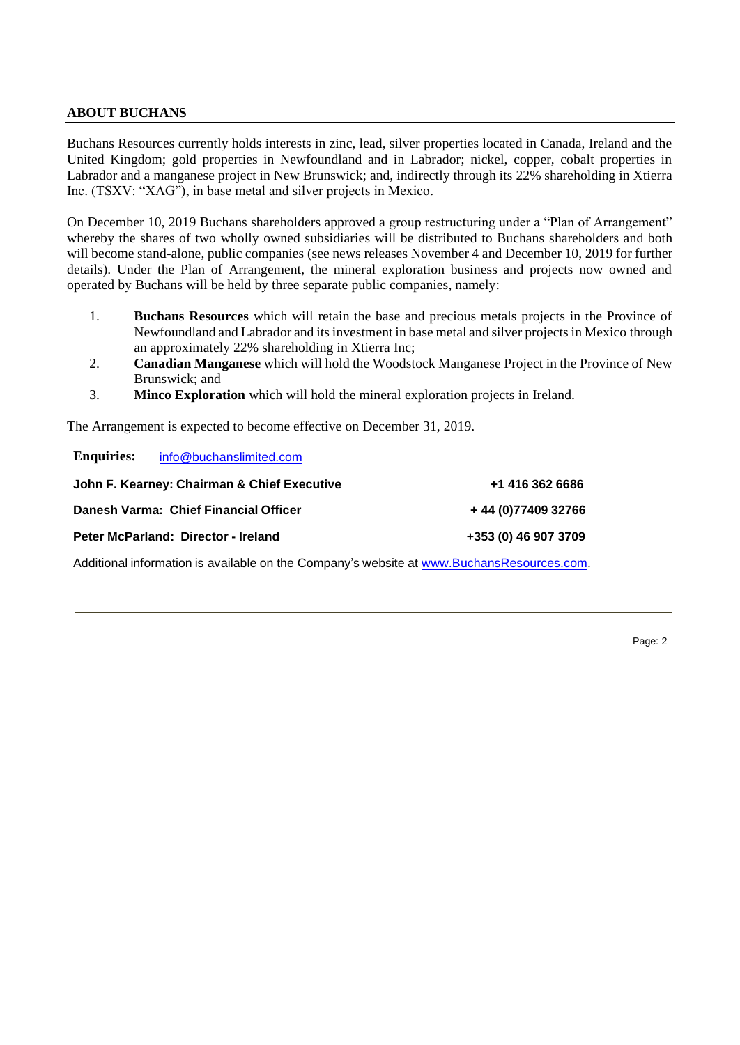## ABOUT BUCHANS

Buchans Resources currently holds interests in zinc, lead, silver properties located in Canada, Ireland and the United Kingdom; gold properties in Newfoundland and in Labrador; nickel, copper, cobalt properties in Labrador and a manganese project in New Brunswick; and, indirectly through its 22% shareholding in Xtierra Inc. (TSXV: "XAG"), in base metal and silver projects in Mexico.

On December 10, 2019 Buchans shareholders approved a group restructuring under a "Plan of Arrangement" whereby the shares of two wholly owned subsidiaries will be distributed to Buchans shareholders and both will become stand-alone, public companies (see news releases November 4 and December 10, 2019 for further details). Under the Plan of Arrangement, the mineral exploration business and projects now owned and operated by Buchans will be held by three separate public companies, namely:

1. **Buchans Resources** which will retain the base and precious metals projects in the Province of Newfoundland and Labrador and its investment in base metal and silver projects in Mexico through an approximately 22% shareholding in Xtierra Inc;
2. **Canadian Manganese** which will hold the Woodstock Manganese Project in the Province of New Brunswick; and
3. **Minco Exploration** which will hold the mineral exploration projects in Ireland.

The Arrangement is expected to become effective on December 31, 2019.

**Enquiries:** info@buchanslimited.com

| | |
|---|---|
| **John F. Kearney: Chairman & Chief Executive** | **+1 416 362 6686** |
| **Danesh Varma: Chief Financial Officer** | **+ 44 (0)77409 32766** |
| **Peter McParland: Director - Ireland** | **+353 (0) 46 907 3709** |

Additional information is available on the Company's website at www.BuchansResources.com.